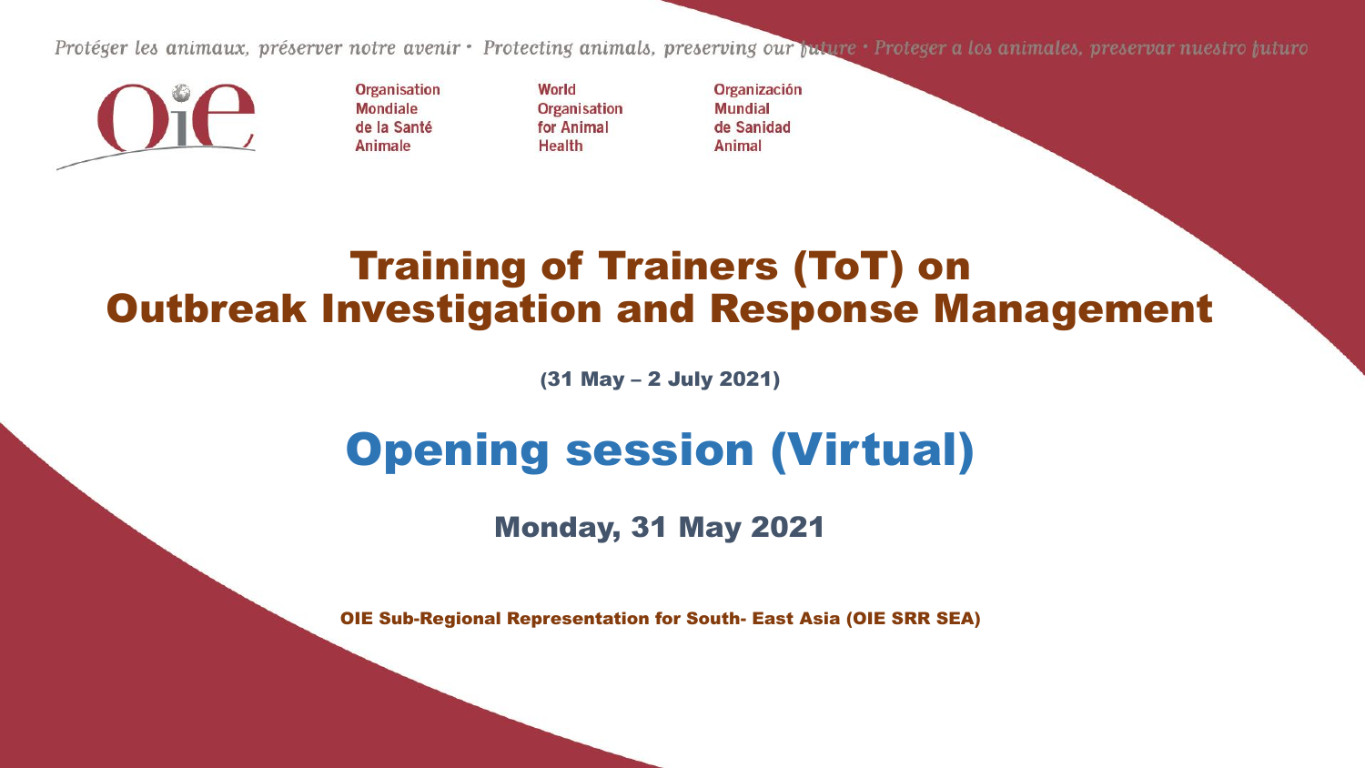Protéger les animaux, préserver notre avenir • Protecting animals, preserving our future • Proteger a los animales, preservar nuestro futuro

Organisation Mondiale de la Santé Animale

World Organisation for Animal Health

Organización Mundial de Sanidad Animal

# Training of Trainers (ToT) on Outbreak Investigation and Response Management

(31 May – 2 July 2021)

# Opening session (Virtual)

## Monday, 31 May 2021

OIE Sub-Regional Representation for South- East Asia (OIE SRR SEA)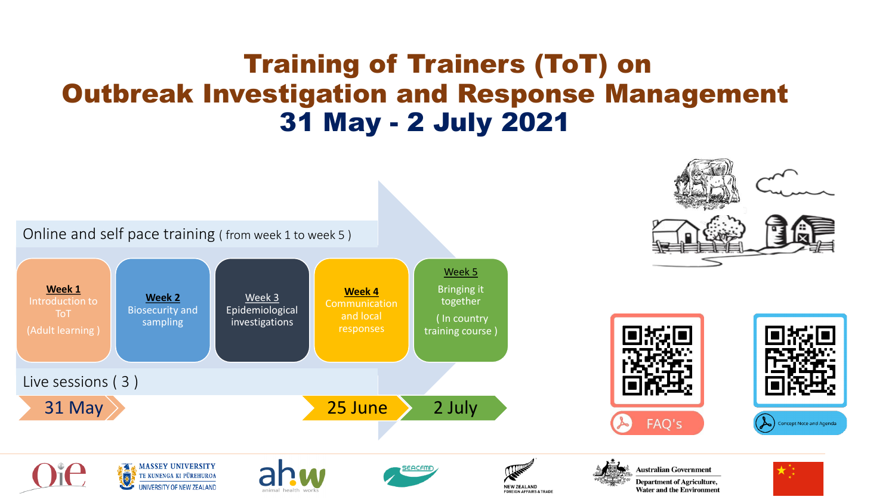# Training of Trainers (ToT) on Outbreak Investigation and Response Management

## 31 May - 2 July 2021

Online and self pace training ( from week 1 to week 5 )

- **Week 1** Introduction to ToT (Adult learning )
- **Week 2** Biosecurity and sampling
- Week 3 Epidemiological investigations
- **Week 4** Communication and local responses
- Week 5 Bringing it together ( In country training course )

Live sessions ( 3 )

31 May | 25 June | 2 July

FAQ's

Concept Note and Agenda

MASSEY UNIVERSITY
TE KUNENGA KI PŪREHUROA
UNIVERSITY OF NEW ZEALAND

ahw animal health works

SEACFMD

NEW ZEALAND FOREIGN AFFAIRS & TRADE

Australian Government
Department of Agriculture, Water and the Environment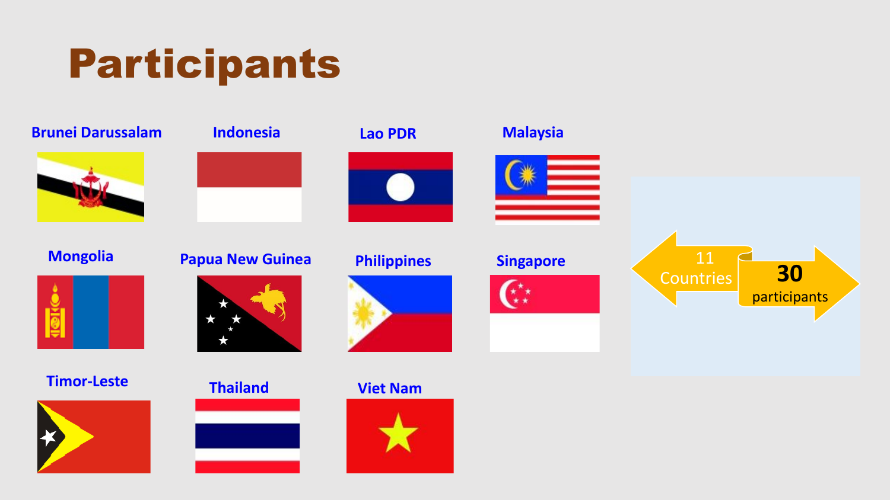# Participants

- Brunei Darussalam
- Indonesia
- Lao PDR
- Malaysia
- Mongolia
- Papua New Guinea
- Philippines
- Singapore
- Timor-Leste
- Thailand
- Viet Nam

11 Countries

**30** participants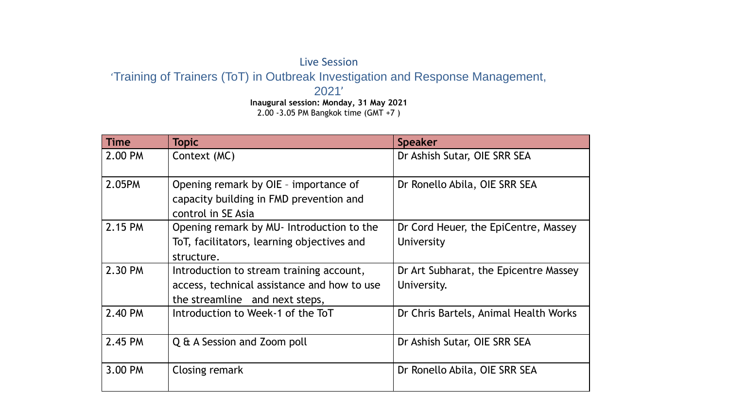Live Session

## 'Training of Trainers (ToT) in Outbreak Investigation and Response Management, 2021'

**Inaugural session: Monday, 31 May 2021**

2.00 -3.05 PM Bangkok time (GMT +7 )

| Time | Topic | Speaker |
|---|---|---|
| 2.00 PM | Context (MC) | Dr Ashish Sutar, OIE SRR SEA |
| 2.05PM | Opening remark by OIE – importance of capacity building in FMD prevention and control in SE Asia | Dr Ronello Abila, OIE SRR SEA |
| 2.15 PM | Opening remark by MU- Introduction to the ToT, facilitators, learning objectives and structure. | Dr Cord Heuer, the EpiCentre, Massey University |
| 2.30 PM | Introduction to stream training account, access, technical assistance and how to use the streamline and next steps, | Dr Art Subharat, the Epicentre Massey University. |
| 2.40 PM | Introduction to Week-1 of the ToT | Dr Chris Bartels, Animal Health Works |
| 2.45 PM | Q & A Session and Zoom poll | Dr Ashish Sutar, OIE SRR SEA |
| 3.00 PM | Closing remark | Dr Ronello Abila, OIE SRR SEA |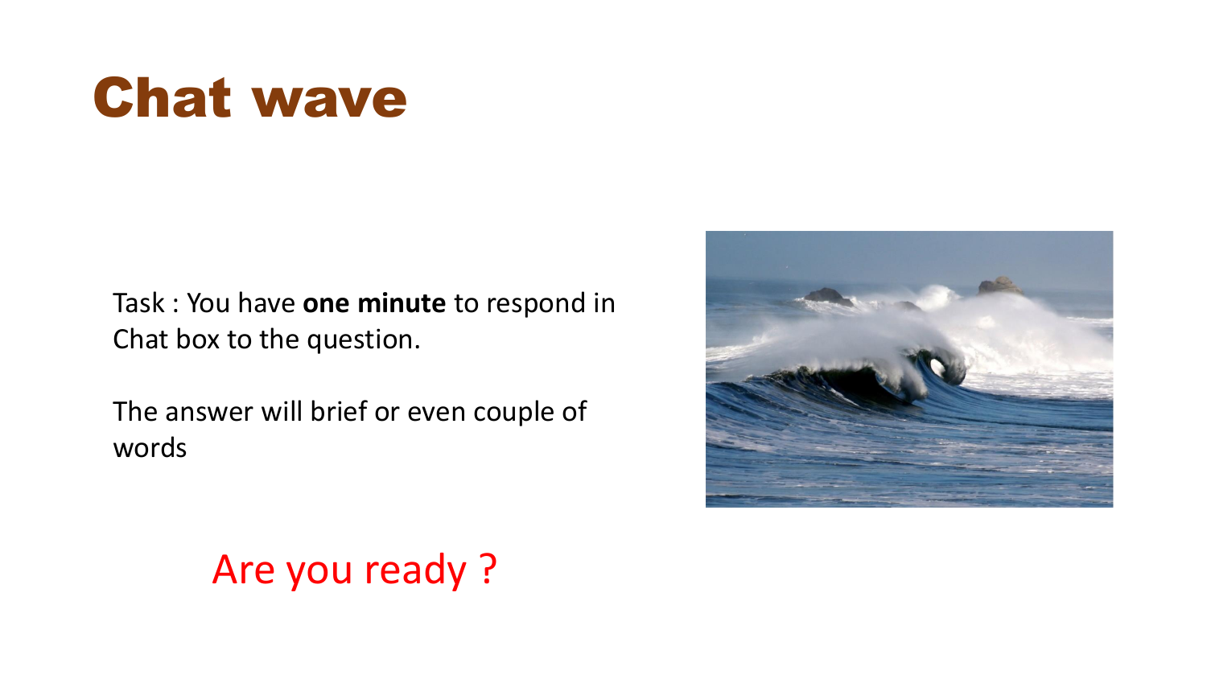# Chat wave

Task : You have **one minute** to respond in Chat box to the question.

The answer will brief or even couple of words

Are you ready ?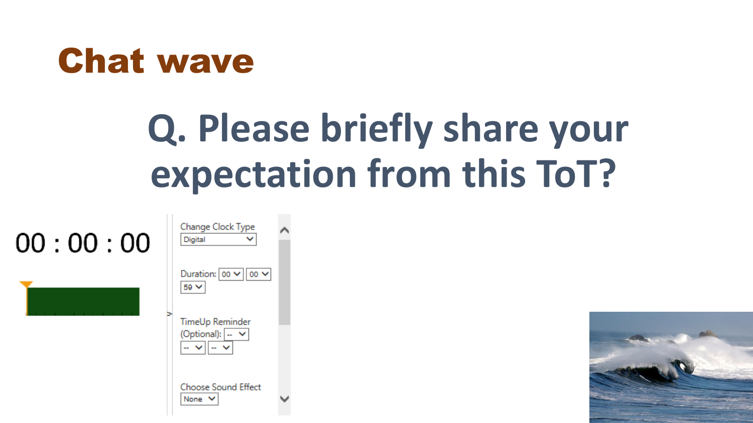# Chat wave

## Q. Please briefly share your expectation from this ToT?

00 : 00 : 00

Change Clock Type
Digital

Duration: 00 00
59

TimeUp Reminder (Optional): --
-- --

Choose Sound Effect
None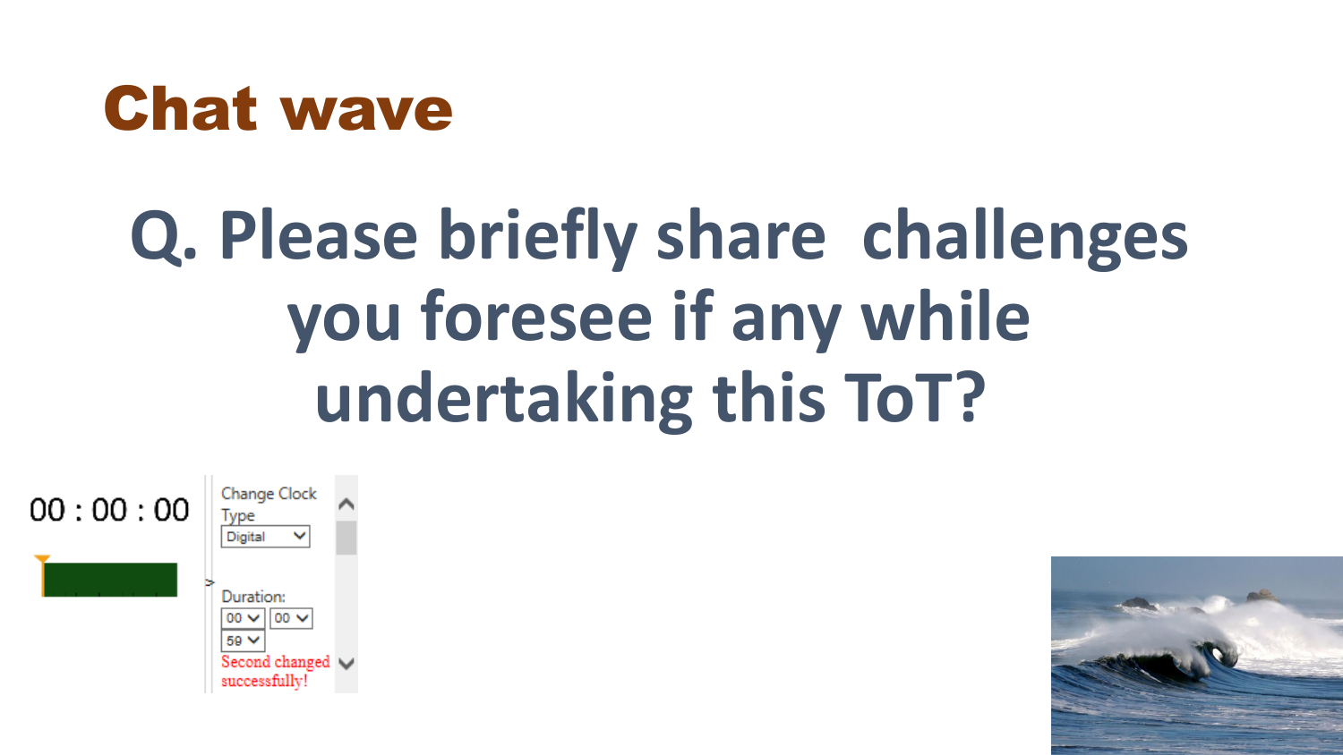# Chat wave

## Q. Please briefly share challenges you foresee if any while undertaking this ToT?

00 : 00 : 00

Change Clock Type

Digital

Duration:

00 00 59

Second changed successfully!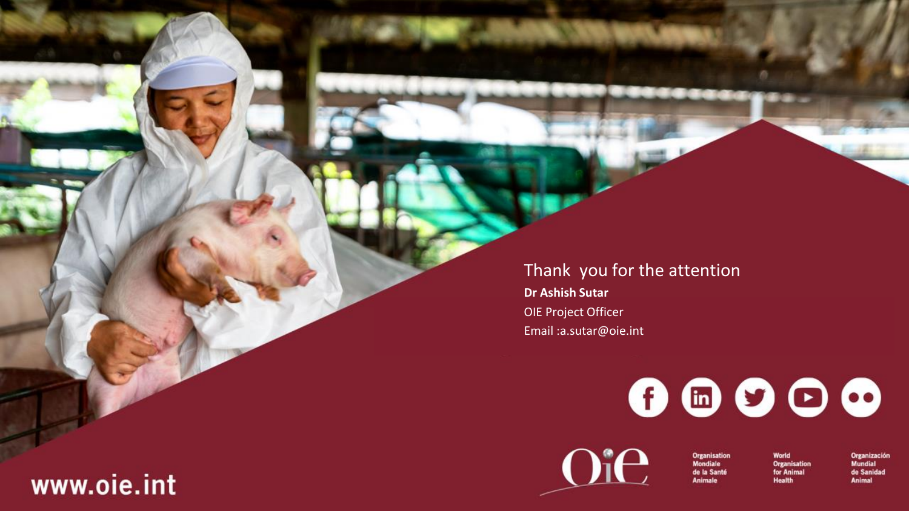Thank you for the attention

**Dr Ashish Sutar**

OIE Project Officer

Email :a.sutar@oie.int

www.oie.int

Organisation Mondiale de la Santé Animale

World Organisation for Animal Health

Organización Mundial de Sanidad Animal